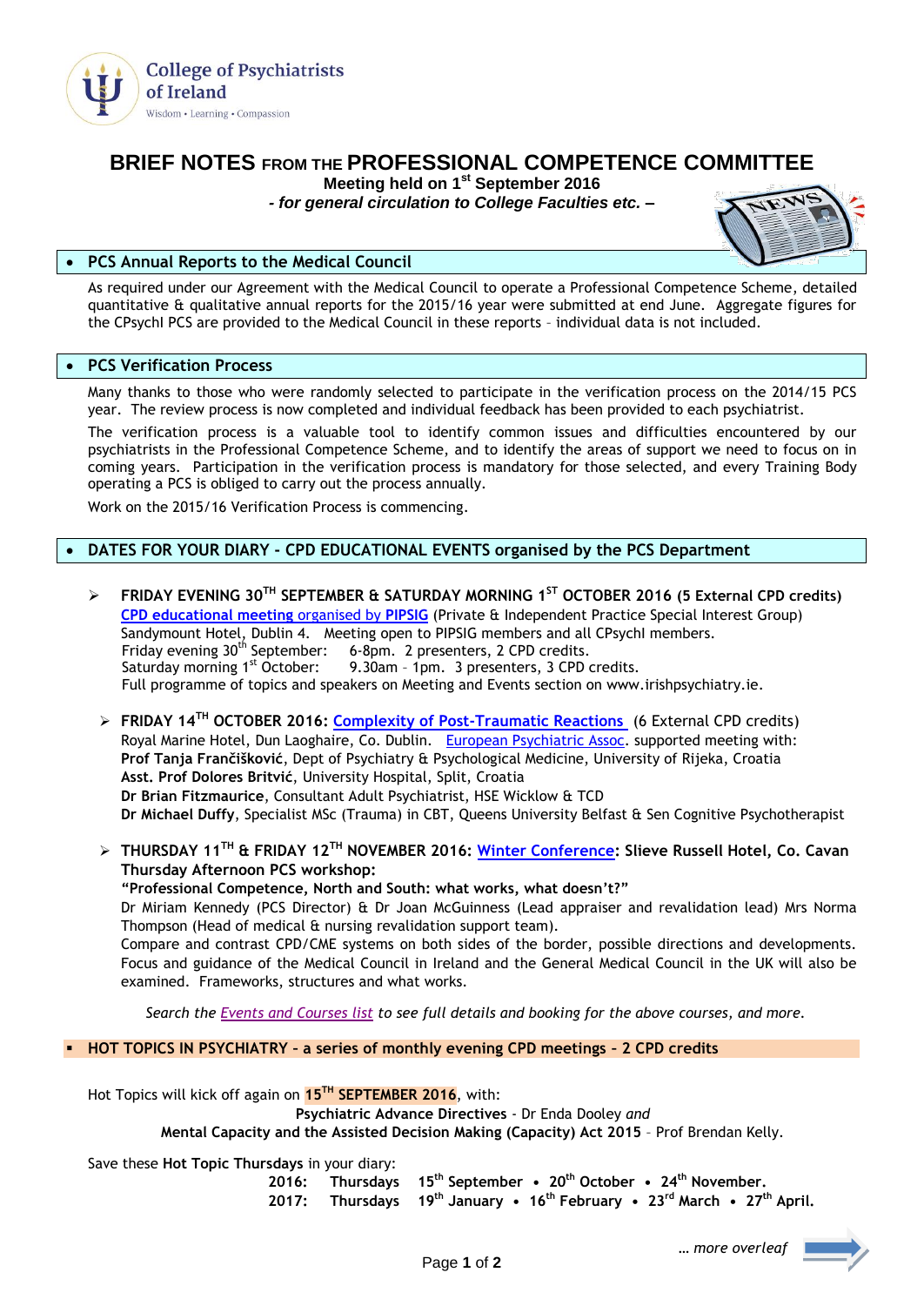College of Psychiatrists of Ireland

Wisdom • Learning • Compassion

# BRIEF NOTES FROM THE PROFESSIONAL COMPETENCE COMMITTEE

**Meeting held on 1st September 2016**

***- for general circulation to College Faculties etc. –***

## • PCS Annual Reports to the Medical Council

As required under our Agreement with the Medical Council to operate a Professional Competence Scheme, detailed quantitative & qualitative annual reports for the 2015/16 year were submitted at end June. Aggregate figures for the CPsychI PCS are provided to the Medical Council in these reports – individual data is not included.

## • PCS Verification Process

Many thanks to those who were randomly selected to participate in the verification process on the 2014/15 PCS year. The review process is now completed and individual feedback has been provided to each psychiatrist.

The verification process is a valuable tool to identify common issues and difficulties encountered by our psychiatrists in the Professional Competence Scheme, and to identify the areas of support we need to focus on in coming years. Participation in the verification process is mandatory for those selected, and every Training Body operating a PCS is obliged to carry out the process annually.

Work on the 2015/16 Verification Process is commencing.

## • DATES FOR YOUR DIARY - CPD EDUCATIONAL EVENTS organised by the PCS Department

- **FRIDAY EVENING 30TH SEPTEMBER & SATURDAY MORNING 1ST OCTOBER 2016 (5 External CPD credits)**
  **CPD educational meeting** organised by **PIPSIG** (Private & Independent Practice Special Interest Group)
  Sandymount Hotel, Dublin 4. Meeting open to PIPSIG members and all CPsychI members.
  Friday evening 30th September: 6-8pm. 2 presenters, 2 CPD credits.
  Saturday morning 1st October: 9.30am – 1pm. 3 presenters, 3 CPD credits.
  Full programme of topics and speakers on Meeting and Events section on www.irishpsychiatry.ie.

- **FRIDAY 14TH OCTOBER 2016: Complexity of Post-Traumatic Reactions** (6 External CPD credits)
  Royal Marine Hotel, Dun Laoghaire, Co. Dublin. European Psychiatric Assoc. supported meeting with:
  **Prof Tanja Frančišković**, Dept of Psychiatry & Psychological Medicine, University of Rijeka, Croatia
  **Asst. Prof Dolores Britvić**, University Hospital, Split, Croatia
  **Dr Brian Fitzmaurice**, Consultant Adult Psychiatrist, HSE Wicklow & TCD
  **Dr Michael Duffy**, Specialist MSc (Trauma) in CBT, Queens University Belfast & Sen Cognitive Psychotherapist

- **THURSDAY 11TH & FRIDAY 12TH NOVEMBER 2016: Winter Conference: Slieve Russell Hotel, Co. Cavan**
  **Thursday Afternoon PCS workshop:**
  **"Professional Competence, North and South: what works, what doesn't?"**
  Dr Miriam Kennedy (PCS Director) & Dr Joan McGuinness (Lead appraiser and revalidation lead) Mrs Norma Thompson (Head of medical & nursing revalidation support team).
  Compare and contrast CPD/CME systems on both sides of the border, possible directions and developments. Focus and guidance of the Medical Council in Ireland and the General Medical Council in the UK will also be examined. Frameworks, structures and what works.

*Search the Events and Courses list to see full details and booking for the above courses, and more.*

## ▪ HOT TOPICS IN PSYCHIATRY – a series of monthly evening CPD meetings – 2 CPD credits

Hot Topics will kick off again on **15TH SEPTEMBER 2016**, with:

**Psychiatric Advance Directives** - Dr Enda Dooley *and*
**Mental Capacity and the Assisted Decision Making (Capacity) Act 2015** – Prof Brendan Kelly.

Save these **Hot Topic Thursdays** in your diary:

**2016: Thursdays 15th September • 20th October • 24th November.**
**2017: Thursdays 19th January • 16th February • 23rd March • 27th April.**

*… more overleaf*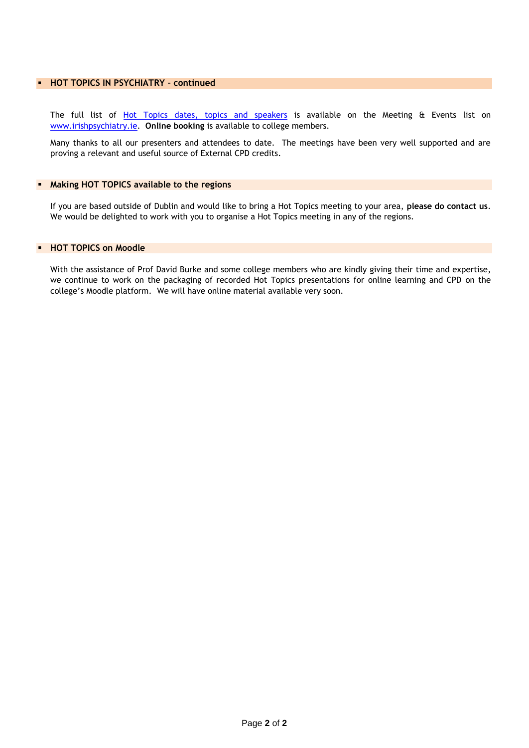## HOT TOPICS IN PSYCHIATRY – continued

The full list of [Hot Topics dates, topics and speakers] is available on the Meeting & Events list on www.irishpsychiatry.ie. **Online booking** is available to college members.

Many thanks to all our presenters and attendees to date. The meetings have been very well supported and are proving a relevant and useful source of External CPD credits.

## Making HOT TOPICS available to the regions

If you are based outside of Dublin and would like to bring a Hot Topics meeting to your area, **please do contact us**. We would be delighted to work with you to organise a Hot Topics meeting in any of the regions.

## HOT TOPICS on Moodle

With the assistance of Prof David Burke and some college members who are kindly giving their time and expertise, we continue to work on the packaging of recorded Hot Topics presentations for online learning and CPD on the college's Moodle platform. We will have online material available very soon.